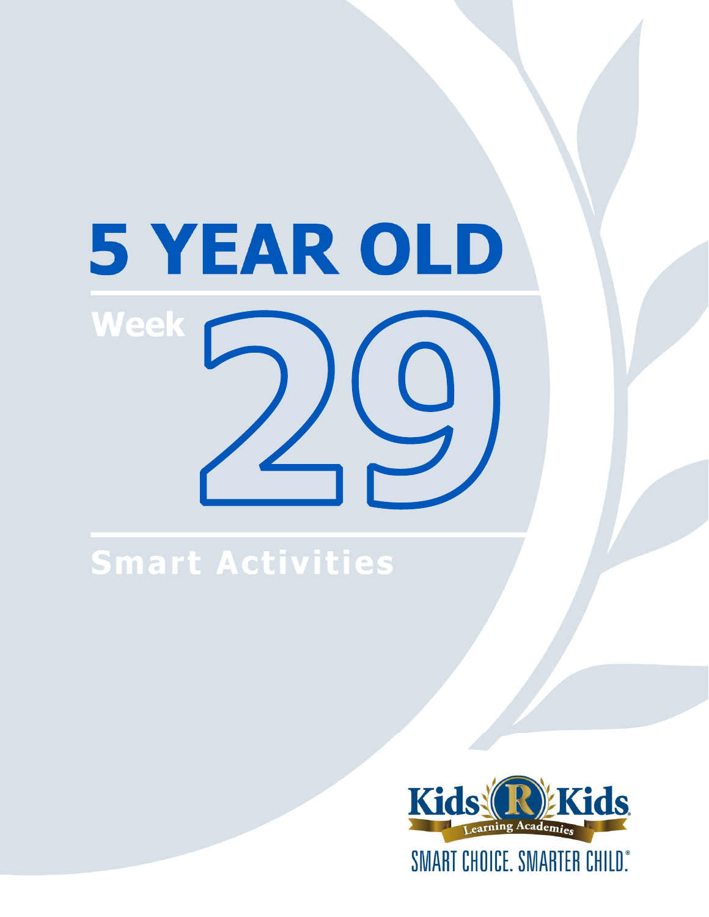# 5 YEAR OLD

## Week 29

## Smart Activities

Kids 'R' Kids Learning Academies

SMART CHOICE. SMARTER CHILD.®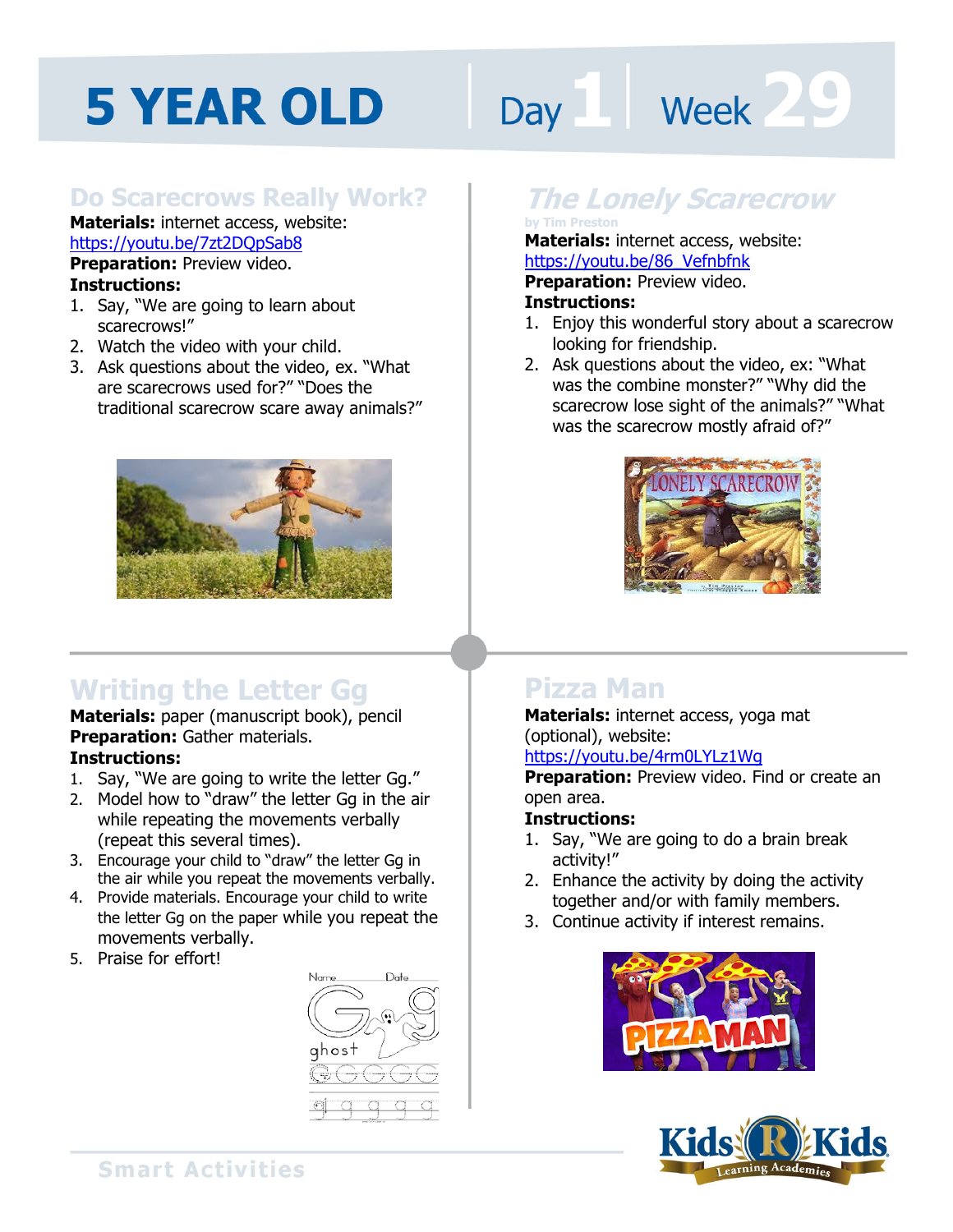# 5 YEAR OLD | Day 1 | Week 29

## Do Scarecrows Really Work?

**Materials:** internet access, website: https://youtu.be/7zt2DQpSab8
**Preparation:** Preview video.
**Instructions:**

1. Say, "We are going to learn about scarecrows!"
2. Watch the video with your child.
3. Ask questions about the video, ex. "What are scarecrows used for?" "Does the traditional scarecrow scare away animals?"

## *The Lonely Scarecrow*

by Tim Preston

**Materials:** internet access, website: https://youtu.be/86_Vefnbfnk
**Preparation:** Preview video.
**Instructions:**

1. Enjoy this wonderful story about a scarecrow looking for friendship.
2. Ask questions about the video, ex: "What was the combine monster?" "Why did the scarecrow lose sight of the animals?" "What was the scarecrow mostly afraid of?"

## Writing the Letter Gg

**Materials:** paper (manuscript book), pencil
**Preparation:** Gather materials.
**Instructions:**

1. Say, "We are going to write the letter Gg."
2. Model how to "draw" the letter Gg in the air while repeating the movements verbally (repeat this several times).
3. Encourage your child to "draw" the letter Gg in the air while you repeat the movements verbally.
4. Provide materials. Encourage your child to write the letter Gg on the paper while you repeat the movements verbally.
5. Praise for effort!

## Pizza Man

**Materials:** internet access, yoga mat (optional), website: https://youtu.be/4rm0LYLz1Wg
**Preparation:** Preview video. Find or create an open area.
**Instructions:**

1. Say, "We are going to do a brain break activity!"
2. Enhance the activity by doing the activity together and/or with family members.
3. Continue activity if interest remains.

Smart Activities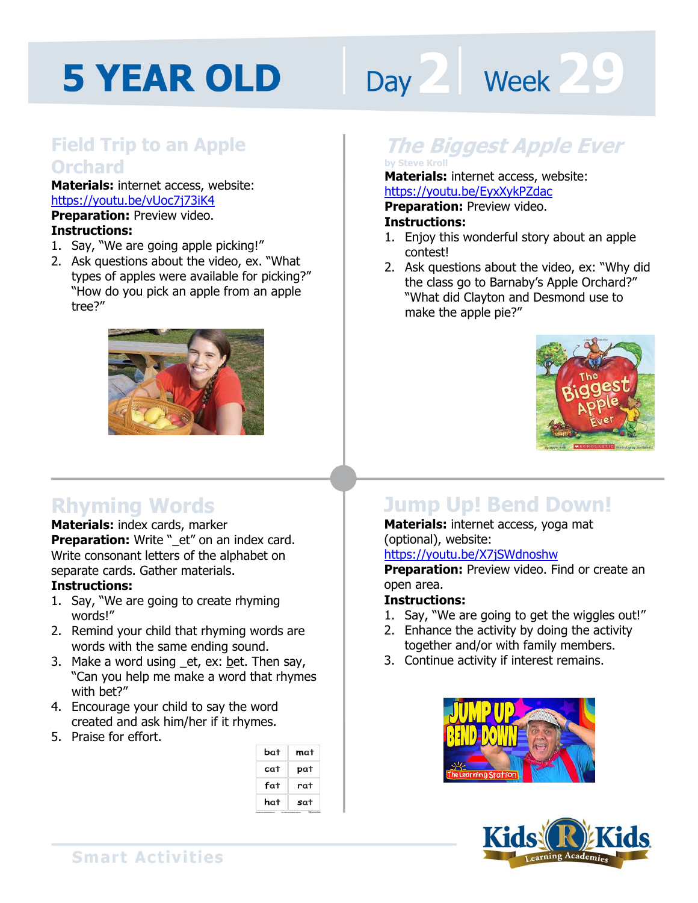# 5 YEAR OLD — Day 2 | Week 29

## Field Trip to an Apple Orchard

**Materials:** internet access, website: https://youtu.be/vUoc7j73iK4
**Preparation:** Preview video.
**Instructions:**
1. Say, "We are going apple picking!"
2. Ask questions about the video, ex. "What types of apples were available for picking?" "How do you pick an apple from an apple tree?"

## *The Biggest Apple Ever*

by Steve Kroll

**Materials:** internet access, website: https://youtu.be/EyxXykPZdac
**Preparation:** Preview video.
**Instructions:**
1. Enjoy this wonderful story about an apple contest!
2. Ask questions about the video, ex: "Why did the class go to Barnaby's Apple Orchard?" "What did Clayton and Desmond use to make the apple pie?"

## Rhyming Words

**Materials:** index cards, marker
**Preparation:** Write "_et" on an index card. Write consonant letters of the alphabet on separate cards. Gather materials.
**Instructions:**
1. Say, "We are going to create rhyming words!"
2. Remind your child that rhyming words are words with the same ending sound.
3. Make a word using _et, ex: <u>b</u>et. Then say, "Can you help me make a word that rhymes with bet?"
4. Encourage your child to say the word created and ask him/her if it rhymes.
5. Praise for effort.

| bat | mat |
|---|---|
| cat | pat |
| fat | rat |
| hat | sat |

## Jump Up! Bend Down!

**Materials:** internet access, yoga mat (optional), website: https://youtu.be/X7jSWdnoshw
**Preparation:** Preview video. Find or create an open area.
**Instructions:**
1. Say, "We are going to get the wiggles out!"
2. Enhance the activity by doing the activity together and/or with family members.
3. Continue activity if interest remains.

Smart Activities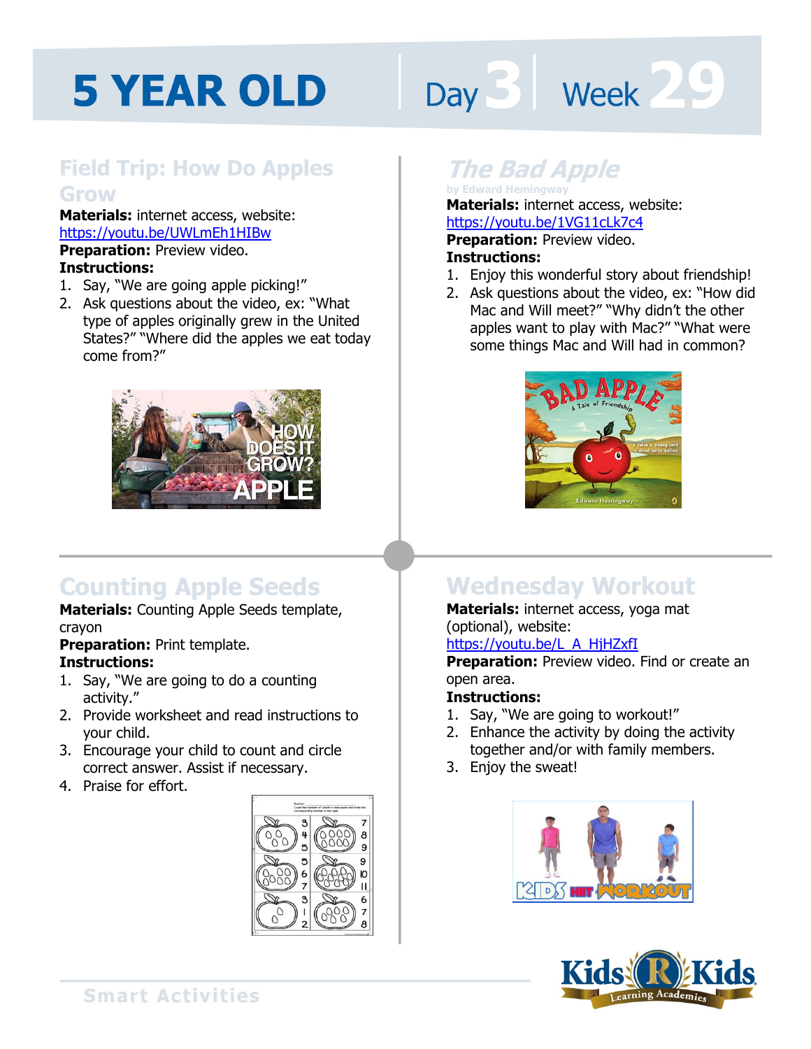# 5 YEAR OLD

Day 3 | Week 29

## Field Trip: How Do Apples Grow

**Materials:** internet access, website: https://youtu.be/UWLmEh1HIBw

**Preparation:** Preview video.

**Instructions:**

1. Say, "We are going apple picking!"
2. Ask questions about the video, ex: "What type of apples originally grew in the United States?" "Where did the apples we eat today come from?"

## *The Bad Apple*

by Edward Hemingway

**Materials:** internet access, website: https://youtu.be/1VG11cLk7c4

**Preparation:** Preview video.

**Instructions:**

1. Enjoy this wonderful story about friendship!
2. Ask questions about the video, ex: "How did Mac and Will meet?" "Why didn't the other apples want to play with Mac?" "What were some things Mac and Will had in common?

## Counting Apple Seeds

**Materials:** Counting Apple Seeds template, crayon

**Preparation:** Print template.

**Instructions:**

1. Say, "We are going to do a counting activity."
2. Provide worksheet and read instructions to your child.
3. Encourage your child to count and circle correct answer. Assist if necessary.
4. Praise for effort.

## Wednesday Workout

**Materials:** internet access, yoga mat (optional), website: https://youtu.be/L_A_HjHZxfI

**Preparation:** Preview video. Find or create an open area.

**Instructions:**

1. Say, "We are going to workout!"
2. Enhance the activity by doing the activity together and/or with family members.
3. Enjoy the sweat!

Smart Activities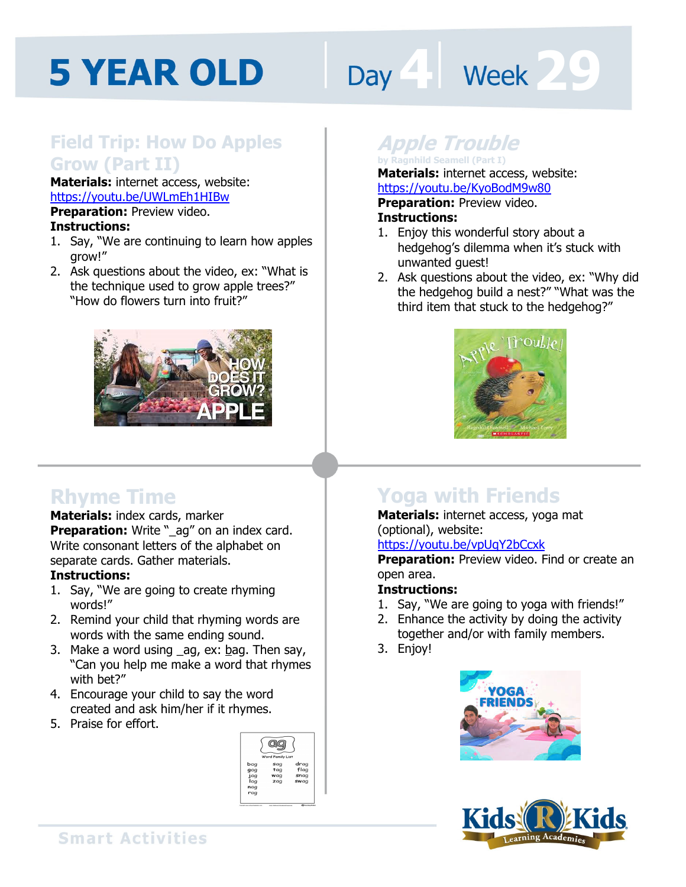# 5 YEAR OLD Day 4 Week 29

## Field Trip: How Do Apples Grow (Part II)

**Materials:** internet access, website: https://youtu.be/UWLmEh1HIBw
**Preparation:** Preview video.
**Instructions:**

1. Say, "We are continuing to learn how apples grow!"
2. Ask questions about the video, ex: "What is the technique used to grow apple trees?" "How do flowers turn into fruit?"

## *Apple Trouble*

by Ragnhild Seamell (Part I)

**Materials:** internet access, website: https://youtu.be/KyoBodM9w80
**Preparation:** Preview video.
**Instructions:**

1. Enjoy this wonderful story about a hedgehog's dilemma when it's stuck with unwanted guest!
2. Ask questions about the video, ex: "Why did the hedgehog build a nest?" "What was the third item that stuck to the hedgehog?"

## Rhyme Time

**Materials:** index cards, marker
**Preparation:** Write "_ag" on an index card. Write consonant letters of the alphabet on separate cards. Gather materials.
**Instructions:**

1. Say, "We are going to create rhyming words!"
2. Remind your child that rhyming words are words with the same ending sound.
3. Make a word using _ag, ex: bag. Then say, "Can you help me make a word that rhymes with bet?"
4. Encourage your child to say the word created and ask him/her if it rhymes.
5. Praise for effort.

## Yoga with Friends

**Materials:** internet access, yoga mat (optional), website: https://youtu.be/vpUqY2bCcxk
**Preparation:** Preview video. Find or create an open area.
**Instructions:**

1. Say, "We are going to yoga with friends!"
2. Enhance the activity by doing the activity together and/or with family members.
3. Enjoy!

Smart Activities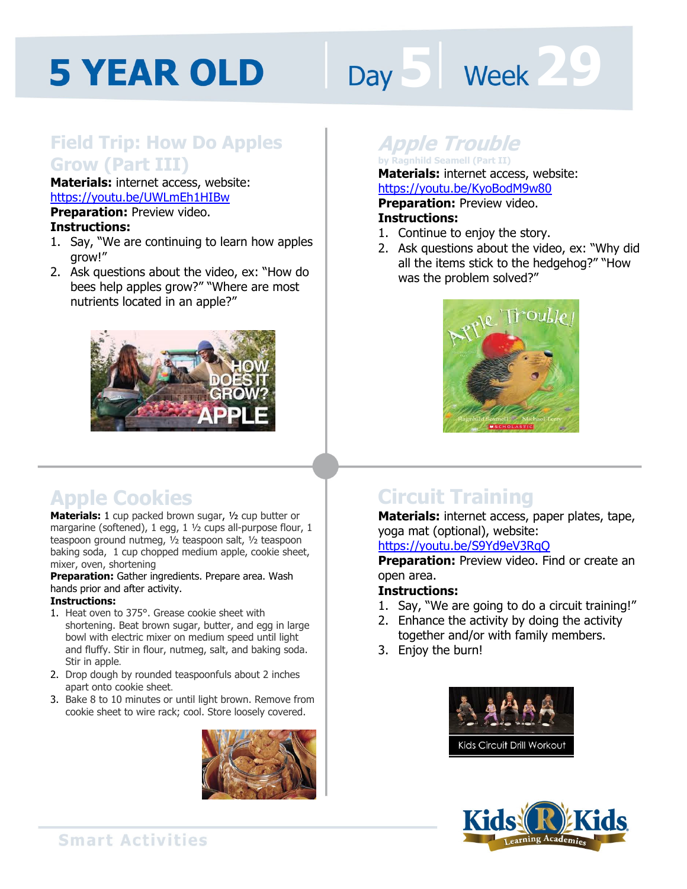# 5 YEAR OLD

Day 5 | Week 29

## Field Trip: How Do Apples Grow (Part III)

**Materials:** internet access, website: https://youtu.be/UWLmEh1HIBw

**Preparation:** Preview video.

**Instructions:**

1. Say, "We are continuing to learn how apples grow!"
2. Ask questions about the video, ex: "How do bees help apples grow?" "Where are most nutrients located in an apple?"

## Apple Trouble

by Ragnhild Seamell (Part II)

**Materials:** internet access, website: https://youtu.be/KyoBodM9w80

**Preparation:** Preview video.

**Instructions:**

1. Continue to enjoy the story.
2. Ask questions about the video, ex: "Why did all the items stick to the hedgehog?" "How was the problem solved?"

## Apple Cookies

**Materials:** 1 cup packed brown sugar, ½ cup butter or margarine (softened), 1 egg, 1 ½ cups all-purpose flour, 1 teaspoon ground nutmeg, ½ teaspoon salt, ½ teaspoon baking soda, 1 cup chopped medium apple, cookie sheet, mixer, oven, shortening

**Preparation:** Gather ingredients. Prepare area. Wash hands prior and after activity.

**Instructions:**

1. Heat oven to 375°. Grease cookie sheet with shortening. Beat brown sugar, butter, and egg in large bowl with electric mixer on medium speed until light and fluffy. Stir in flour, nutmeg, salt, and baking soda. Stir in apple.
2. Drop dough by rounded teaspoonfuls about 2 inches apart onto cookie sheet.
3. Bake 8 to 10 minutes or until light brown. Remove from cookie sheet to wire rack; cool. Store loosely covered.

## Circuit Training

**Materials:** internet access, paper plates, tape, yoga mat (optional), website: https://youtu.be/S9Yd9eV3RqQ

**Preparation:** Preview video. Find or create an open area.

**Instructions:**

1. Say, "We are going to do a circuit training!"
2. Enhance the activity by doing the activity together and/or with family members.
3. Enjoy the burn!

Smart Activities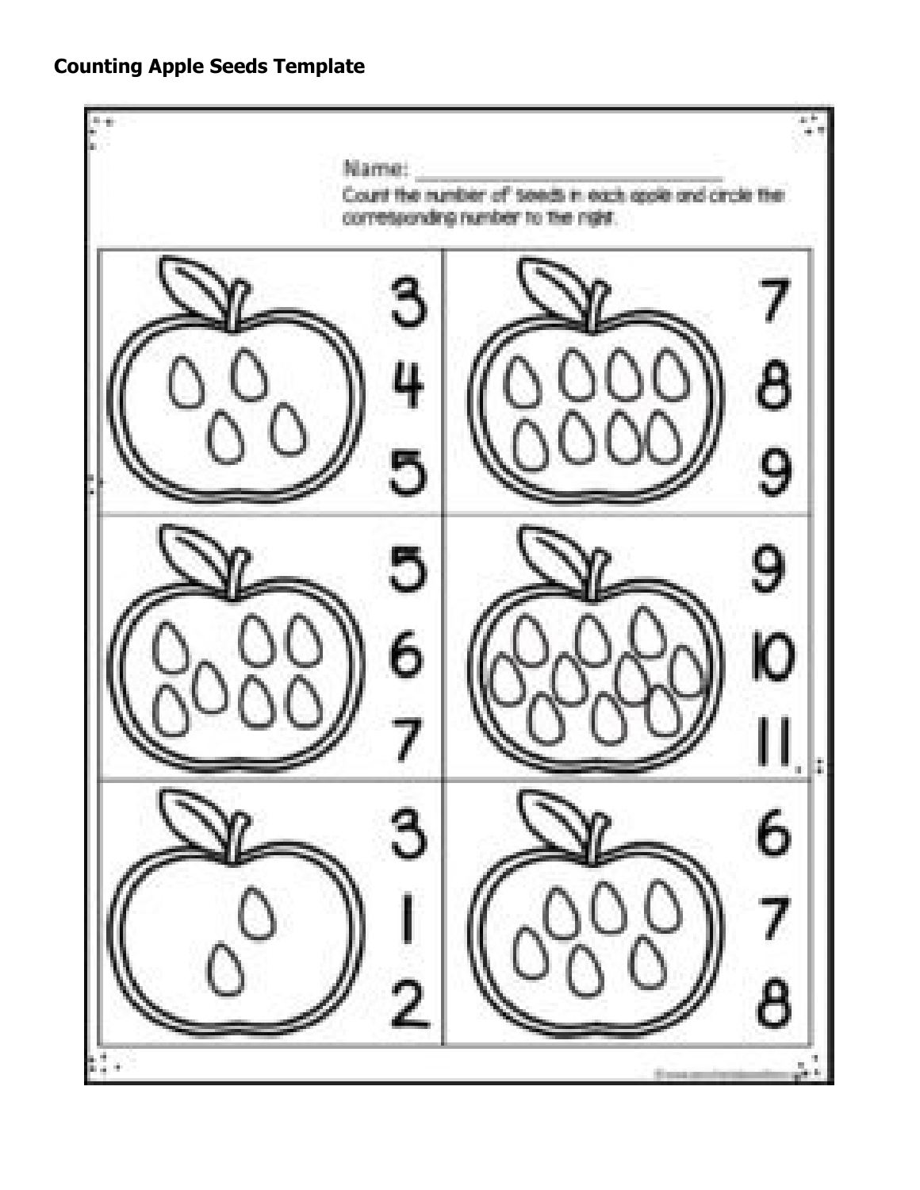**Counting Apple Seeds Template**

Name: ______________________________

Count the number of seeds in each apple and circle the corresponding number to the right.

3
4
5

7
8
9

5
6
7

9
10
11

3
1
2

6
7
8